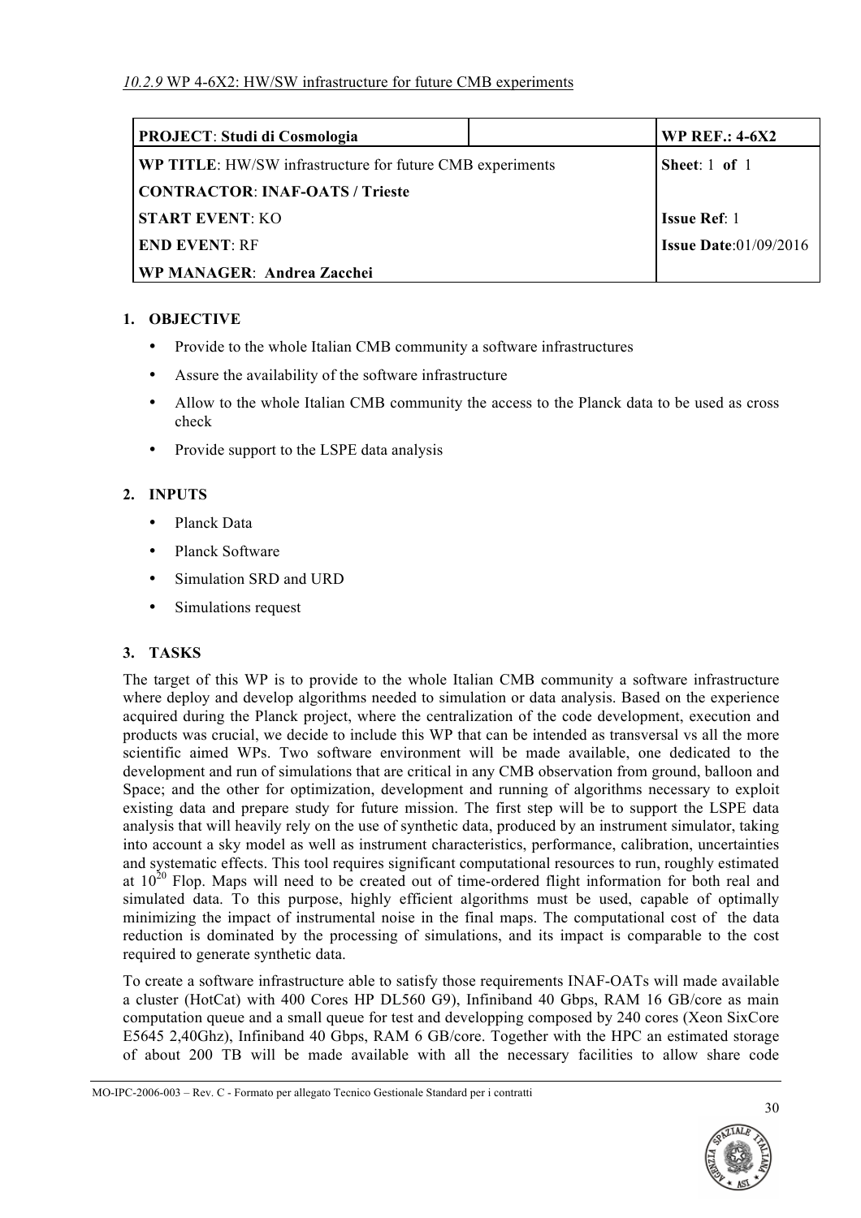*10.2.9* WP 4-6X2: HW/SW infrastructure for future CMB experiments

| **PROJECT**: **Studi di Cosmologia** | | **WP REF.: 4-6X2** |
|---|---|---|
| **WP TITLE**: HW/SW infrastructure for future CMB experiments | | **Sheet**: 1 **of** 1 |
| **CONTRACTOR**: **INAF-OATS / Trieste** | | |
| **START EVENT**: KO | | **Issue Ref**: 1 |
| **END EVENT**: RF | | **Issue Date**:01/09/2016 |
| **WP MANAGER**: **Andrea Zacchei** | | |

## 1. OBJECTIVE

- Provide to the whole Italian CMB community a software infrastructures
- Assure the availability of the software infrastructure
- Allow to the whole Italian CMB community the access to the Planck data to be used as cross check
- Provide support to the LSPE data analysis

## 2. INPUTS

- Planck Data
- Planck Software
- Simulation SRD and URD
- Simulations request

## 3. TASKS

The target of this WP is to provide to the whole Italian CMB community a software infrastructure where deploy and develop algorithms needed to simulation or data analysis. Based on the experience acquired during the Planck project, where the centralization of the code development, execution and products was crucial, we decide to include this WP that can be intended as transversal vs all the more scientific aimed WPs. Two software environment will be made available, one dedicated to the development and run of simulations that are critical in any CMB observation from ground, balloon and Space; and the other for optimization, development and running of algorithms necessary to exploit existing data and prepare study for future mission. The first step will be to support the LSPE data analysis that will heavily rely on the use of synthetic data, produced by an instrument simulator, taking into account a sky model as well as instrument characteristics, performance, calibration, uncertainties and systematic effects. This tool requires significant computational resources to run, roughly estimated at $10^{20}$ Flop. Maps will need to be created out of time-ordered flight information for both real and simulated data. To this purpose, highly efficient algorithms must be used, capable of optimally minimizing the impact of instrumental noise in the final maps. The computational cost of the data reduction is dominated by the processing of simulations, and its impact is comparable to the cost required to generate synthetic data.

To create a software infrastructure able to satisfy those requirements INAF-OATs will made available a cluster (HotCat) with 400 Cores HP DL560 G9), Infiniband 40 Gbps, RAM 16 GB/core as main computation queue and a small queue for test and developping composed by 240 cores (Xeon SixCore E5645 2,40Ghz), Infiniband 40 Gbps, RAM 6 GB/core. Together with the HPC an estimated storage of about 200 TB will be made available with all the necessary facilities to allow share code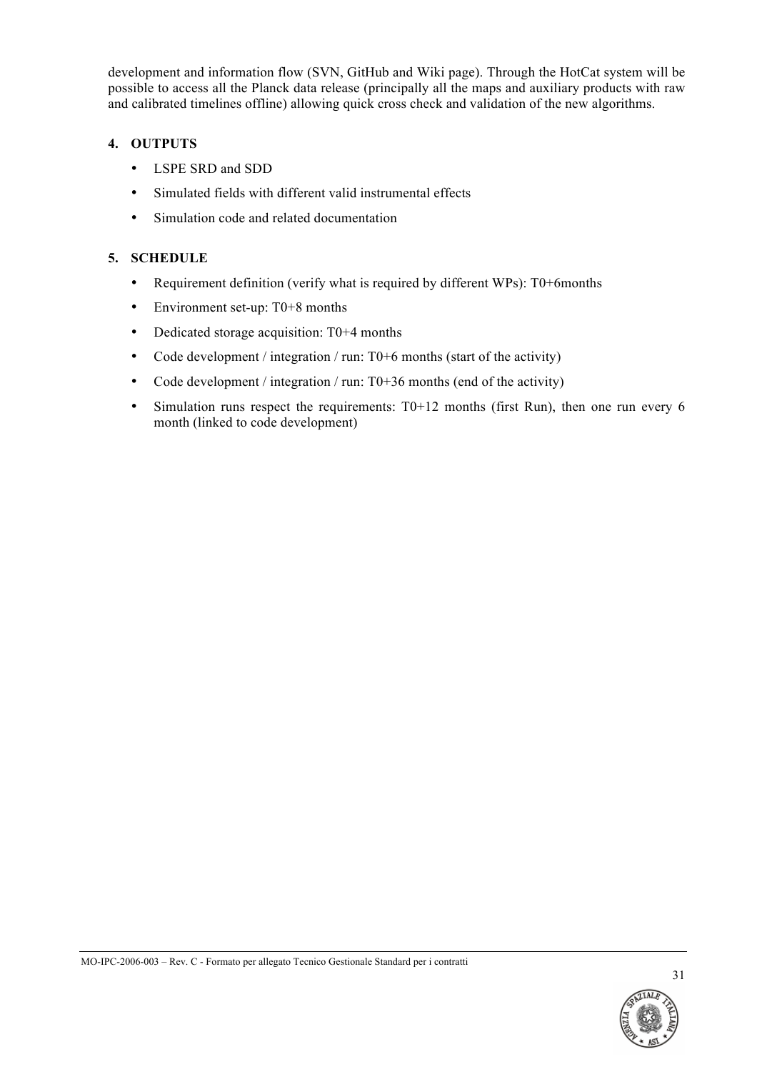development and information flow (SVN, GitHub and Wiki page). Through the HotCat system will be possible to access all the Planck data release (principally all the maps and auxiliary products with raw and calibrated timelines offline) allowing quick cross check and validation of the new algorithms.

## 4. OUTPUTS

- LSPE SRD and SDD
- Simulated fields with different valid instrumental effects
- Simulation code and related documentation

## 5. SCHEDULE

- Requirement definition (verify what is required by different WPs): T0+6months
- Environment set-up: T0+8 months
- Dedicated storage acquisition: T0+4 months
- Code development / integration / run: T0+6 months (start of the activity)
- Code development / integration / run: T0+36 months (end of the activity)
- Simulation runs respect the requirements: T0+12 months (first Run), then one run every 6 month (linked to code development)